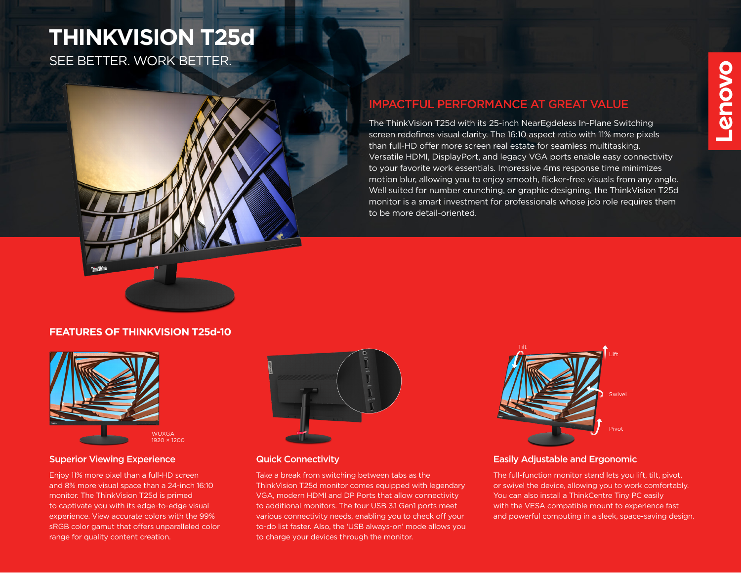# THINKVISION T25d

SEE BETTER. WORK BETTER.

## IMPACTFUL PERFORMANCE AT GREAT VALUE

The ThinkVision T25d with its 25-inch NearEgdeless In-Plane Switching screen redefines visual clarity. The 16:10 aspect ratio with 11% more pixels than full-HD offer more screen real estate for seamless multitasking. Versatile HDMI, DisplayPort, and legacy VGA ports enable easy connectivity to your favorite work essentials. Impressive 4ms response time minimizes motion blur, allowing you to enjoy smooth, flicker-free visuals from any angle. Well suited for number crunching, or graphic designing, the ThinkVision T25d monitor is a smart investment for professionals whose job role requires them to be more detail-oriented.

## FEATURES OF THINKVISION T25d-10

WUXGA
1920 × 1200

### Superior Viewing Experience

Enjoy 11% more pixel than a full-HD screen and 8% more visual space than a 24-inch 16:10 monitor. The ThinkVision T25d is primed to captivate you with its edge-to-edge visual experience. View accurate colors with the 99% sRGB color gamut that offers unparalleled color range for quality content creation.

### Quick Connectivity

Take a break from switching between tabs as the ThinkVision T25d monitor comes equipped with legendary VGA, modern HDMI and DP Ports that allow connectivity to additional monitors. The four USB 3.1 Gen1 ports meet various connectivity needs, enabling you to check off your to-do list faster. Also, the 'USB always-on' mode allows you to charge your devices through the monitor.

Tilt

Lift

Swivel

Pivot

### Easily Adjustable and Ergonomic

The full-function monitor stand lets you lift, tilt, pivot, or swivel the device, allowing you to work comfortably. You can also install a ThinkCentre Tiny PC easily with the VESA compatible mount to experience fast and powerful computing in a sleek, space-saving design.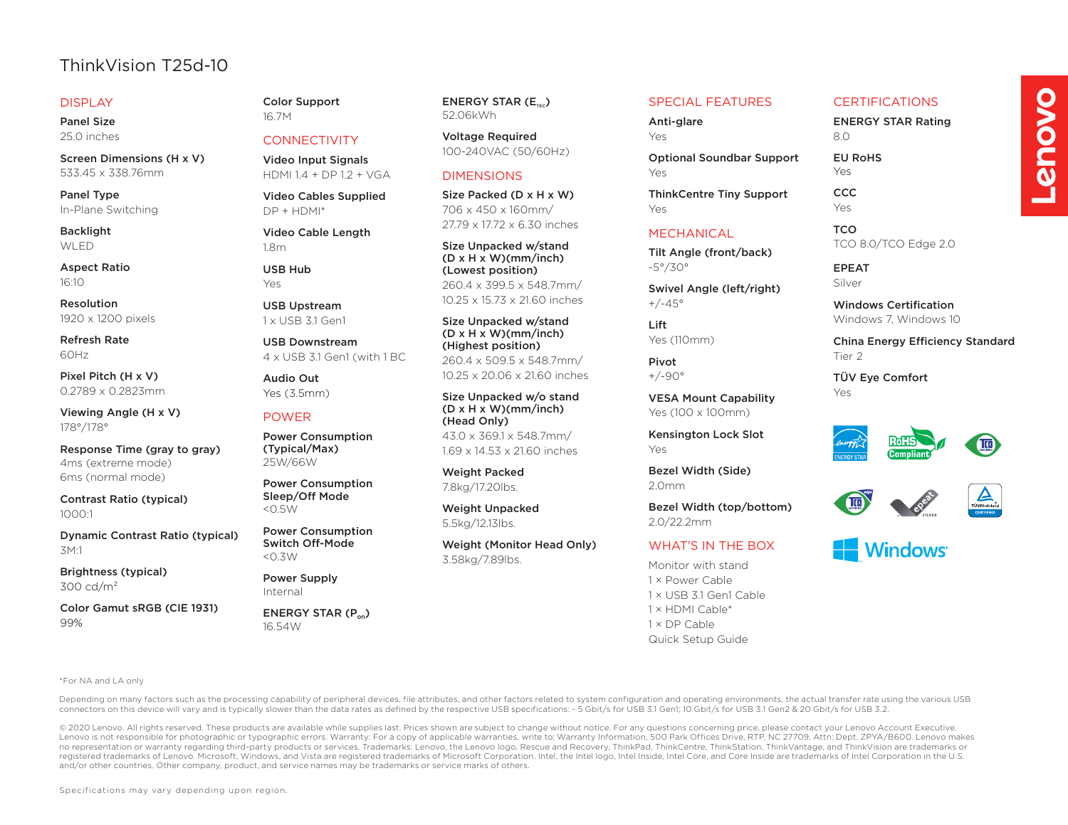# ThinkVision T25d-10

## DISPLAY

**Panel Size**
25.0 inches

**Screen Dimensions (H x V)**
533.45 x 338.76mm

**Panel Type**
In-Plane Switching

**Backlight**
WLED

**Aspect Ratio**
16:10

**Resolution**
1920 x 1200 pixels

**Refresh Rate**
60Hz

**Pixel Pitch (H x V)**
0.2789 x 0.2823mm

**Viewing Angle (H x V)**
178°/178°

**Response Time (gray to gray)**
4ms (extreme mode)
6ms (normal mode)

**Contrast Ratio (typical)**
1000:1

**Dynamic Contrast Ratio (typical)**
3M:1

**Brightness (typical)**
300 cd/m²

**Color Gamut sRGB (CIE 1931)**
99%

**Color Support**
16.7M

## CONNECTIVITY

**Video Input Signals**
HDMI 1.4 + DP 1.2 + VGA

**Video Cables Supplied**
DP + HDMI*

**Video Cable Length**
1.8m

**USB Hub**
Yes

**USB Upstream**
1 x USB 3.1 Gen1

**USB Downstream**
4 x USB 3.1 Gen1 (with 1 BC

**Audio Out**
Yes (3.5mm)

## POWER

**Power Consumption (Typical/Max)**
25W/66W

**Power Consumption Sleep/Off Mode**
<0.5W

**Power Consumption Switch Off-Mode**
<0.3W

**Power Supply**
Internal

**ENERGY STAR ($P_{on}$)**
16.54W

**ENERGY STAR ($E_{TEC}$)**
52.06kWh

**Voltage Required**
100-240VAC (50/60Hz)

## DIMENSIONS

**Size Packed (D x H x W)**
706 x 450 x 160mm/
27.79 x 17.72 x 6.30 inches

**Size Unpacked w/stand (D x H x W)(mm/inch) (Lowest position)**
260.4 x 399.5 x 548.7mm/
10.25 x 15.73 x 21.60 inches

**Size Unpacked w/stand (D x H x W)(mm/inch) (Highest position)**
260.4 x 509.5 x 548.7mm/
10.25 x 20.06 x 21.60 inches

**Size Unpacked w/o stand (D x H x W)(mm/inch) (Head Only)**
43.0 x 369.1 x 548.7mm/
1.69 x 14.53 x 21.60 inches

**Weight Packed**
7.8kg/17.20lbs.

**Weight Unpacked**
5.5kg/12.13lbs.

**Weight (Monitor Head Only)**
3.58kg/7.89lbs.

## SPECIAL FEATURES

**Anti-glare**
Yes

**Optional Soundbar Support**
Yes

**ThinkCentre Tiny Support**
Yes

## MECHANICAL

**Tilt Angle (front/back)**
-5°/30°

**Swivel Angle (left/right)**
+/-45°

**Lift**
Yes (110mm)

**Pivot**
+/-90°

**VESA Mount Capability**
Yes (100 x 100mm)

**Kensington Lock Slot**
Yes

**Bezel Width (Side)**
2.0mm

**Bezel Width (top/bottom)**
2.0/22.2mm

## WHAT'S IN THE BOX

Monitor with stand
1 × Power Cable
1 × USB 3.1 Gen1 Cable
1 × HDMI Cable*
1 × DP Cable
Quick Setup Guide

## CERTIFICATIONS

**ENERGY STAR Rating**
8.0

**EU RoHS**
Yes

**CCC**
Yes

**TCO**
TCO 8.0/TCO Edge 2.0

**EPEAT**
Silver

**Windows Certification**
Windows 7, Windows 10

**China Energy Efficiency Standard**
Tier 2

**TÜV Eye Comfort**
Yes

*For NA and LA only

Depending on many factors such as the processing capability of peripheral devices, file attributes, and other factors related to system configuration and operating environments, the actual transfer rate using the various USB connectors on this device will vary and is typically slower than the data rates as defined by the respective USB specifications: - 5 Gbit/s for USB 3.1 Gen1; 10 Gbit/s for USB 3.1 Gen2 & 20 Gbit/s for USB 3.2.

© 2020 Lenovo. All rights reserved. These products are available while supplies last. Prices shown are subject to change without notice. For any questions concerning price, please contact your Lenovo Account Executive. Lenovo is not responsible for photographic or typographic errors. Warranty: For a copy of applicable warranties, write to: Warranty Information, 500 Park Offices Drive, RTP, NC 27709, Attn: Dept. ZPYA/B600. Lenovo makes no representation or warranty regarding third-party products or services. Trademarks: Lenovo, the Lenovo logo, Rescue and Recovery, ThinkPad, ThinkCentre, ThinkStation, ThinkVantage, and ThinkVision are trademarks or registered trademarks of Lenovo. Microsoft, Windows, and Vista are registered trademarks of Microsoft Corporation. Intel, the Intel logo, Intel Inside, Intel Core, and Core Inside are trademarks of Intel Corporation in the U.S. and/or other countries. Other company, product, and service names may be trademarks or service marks of others.

Specifications may vary depending upon region.